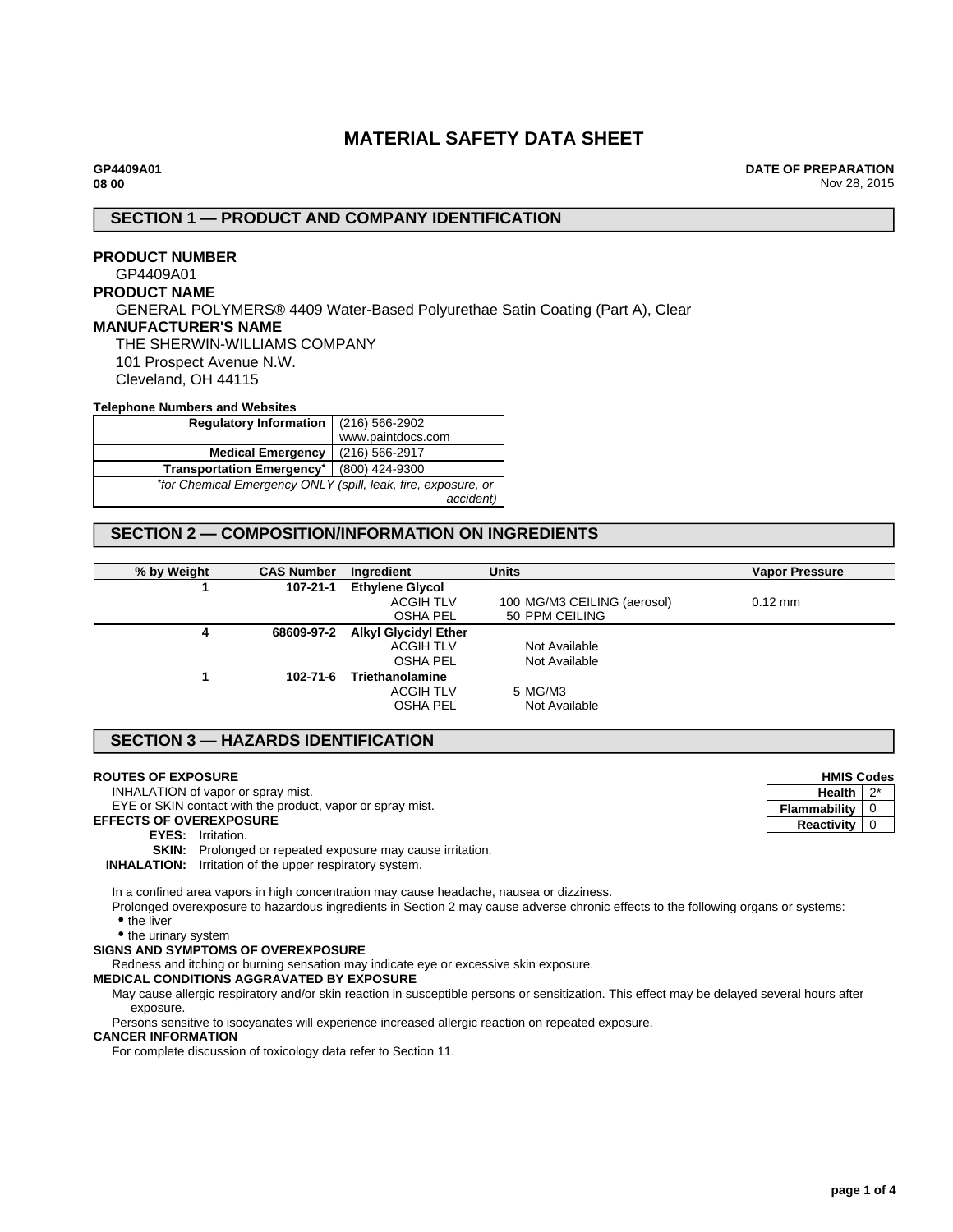# MATERIAL SAFETY DATA SHEET

**GP4409A01**
**08 00**

**DATE OF PREPARATION**
Nov 28, 2015

## SECTION 1 — PRODUCT AND COMPANY IDENTIFICATION

**PRODUCT NUMBER**
GP4409A01

**PRODUCT NAME**
GENERAL POLYMERS® 4409 Water-Based Polyurethae Satin Coating (Part A), Clear

**MANUFACTURER'S NAME**
THE SHERWIN-WILLIAMS COMPANY
101 Prospect Avenue N.W.
Cleveland, OH 44115

**Telephone Numbers and Websites**

| | |
|---|---|
| **Regulatory Information** | (216) 566-2902<br>www.paintdocs.com |
| **Medical Emergency** | (216) 566-2917 |
| **Transportation Emergency*** | (800) 424-9300 |
| *\*for Chemical Emergency ONLY (spill, leak, fire, exposure, or accident)* | |

## SECTION 2 — COMPOSITION/INFORMATION ON INGREDIENTS

| % by Weight | CAS Number | Ingredient | Units | Vapor Pressure |
|---|---|---|---|---|
| 1 | 107-21-1 | **Ethylene Glycol** | | |
| | | ACGIH TLV | 100 MG/M3 CEILING (aerosol) | 0.12 mm |
| | | OSHA PEL | 50 PPM CEILING | |
| 4 | 68609-97-2 | **Alkyl Glycidyl Ether** | | |
| | | ACGIH TLV | Not Available | |
| | | OSHA PEL | Not Available | |
| 1 | 102-71-6 | **Triethanolamine** | | |
| | | ACGIH TLV | 5 MG/M3 | |
| | | OSHA PEL | Not Available | |

## SECTION 3 — HAZARDS IDENTIFICATION

| HMIS Codes | |
|---|---|
| **Health** | 2* |
| **Flammability** | 0 |
| **Reactivity** | 0 |

**ROUTES OF EXPOSURE**
INHALATION of vapor or spray mist.
EYE or SKIN contact with the product, vapor or spray mist.

**EFFECTS OF OVEREXPOSURE**
**EYES:** Irritation.
**SKIN:** Prolonged or repeated exposure may cause irritation.
**INHALATION:** Irritation of the upper respiratory system.

In a confined area vapors in high concentration may cause headache, nausea or dizziness.
Prolonged overexposure to hazardous ingredients in Section 2 may cause adverse chronic effects to the following organs or systems:
- the liver
- the urinary system

**SIGNS AND SYMPTOMS OF OVEREXPOSURE**
Redness and itching or burning sensation may indicate eye or excessive skin exposure.

**MEDICAL CONDITIONS AGGRAVATED BY EXPOSURE**
May cause allergic respiratory and/or skin reaction in susceptible persons or sensitization. This effect may be delayed several hours after exposure.
Persons sensitive to isocyanates will experience increased allergic reaction on repeated exposure.

**CANCER INFORMATION**
For complete discussion of toxicology data refer to Section 11.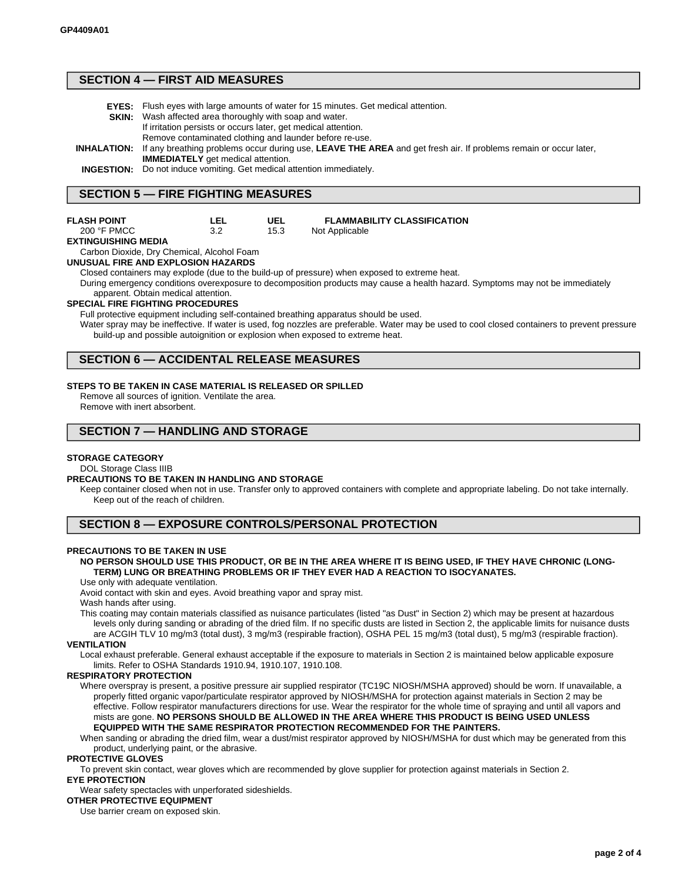## SECTION 4 — FIRST AID MEASURES

**EYES:** Flush eyes with large amounts of water for 15 minutes. Get medical attention.

**SKIN:** Wash affected area thoroughly with soap and water.
If irritation persists or occurs later, get medical attention.
Remove contaminated clothing and launder before re-use.

**INHALATION:** If any breathing problems occur during use, **LEAVE THE AREA** and get fresh air. If problems remain or occur later, **IMMEDIATELY** get medical attention.

**INGESTION:** Do not induce vomiting. Get medical attention immediately.

## SECTION 5 — FIRE FIGHTING MEASURES

| FLASH POINT | LEL | UEL | FLAMMABILITY CLASSIFICATION |
|---|---|---|---|
| 200 °F PMCC | 3.2 | 15.3 | Not Applicable |

**EXTINGUISHING MEDIA**

Carbon Dioxide, Dry Chemical, Alcohol Foam

**UNUSUAL FIRE AND EXPLOSION HAZARDS**

Closed containers may explode (due to the build-up of pressure) when exposed to extreme heat.

During emergency conditions overexposure to decomposition products may cause a health hazard. Symptoms may not be immediately apparent. Obtain medical attention.

**SPECIAL FIRE FIGHTING PROCEDURES**

Full protective equipment including self-contained breathing apparatus should be used.

Water spray may be ineffective. If water is used, fog nozzles are preferable. Water may be used to cool closed containers to prevent pressure build-up and possible autoignition or explosion when exposed to extreme heat.

## SECTION 6 — ACCIDENTAL RELEASE MEASURES

**STEPS TO BE TAKEN IN CASE MATERIAL IS RELEASED OR SPILLED**

Remove all sources of ignition. Ventilate the area.
Remove with inert absorbent.

## SECTION 7 — HANDLING AND STORAGE

**STORAGE CATEGORY**

DOL Storage Class IIIB

**PRECAUTIONS TO BE TAKEN IN HANDLING AND STORAGE**

Keep container closed when not in use. Transfer only to approved containers with complete and appropriate labeling. Do not take internally. Keep out of the reach of children.

## SECTION 8 — EXPOSURE CONTROLS/PERSONAL PROTECTION

**PRECAUTIONS TO BE TAKEN IN USE**

**NO PERSON SHOULD USE THIS PRODUCT, OR BE IN THE AREA WHERE IT IS BEING USED, IF THEY HAVE CHRONIC (LONG-TERM) LUNG OR BREATHING PROBLEMS OR IF THEY EVER HAD A REACTION TO ISOCYANATES.**

Use only with adequate ventilation.

Avoid contact with skin and eyes. Avoid breathing vapor and spray mist.

Wash hands after using.

This coating may contain materials classified as nuisance particulates (listed "as Dust" in Section 2) which may be present at hazardous levels only during sanding or abrading of the dried film. If no specific dusts are listed in Section 2, the applicable limits for nuisance dusts are ACGIH TLV 10 mg/m3 (total dust), 3 mg/m3 (respirable fraction), OSHA PEL 15 mg/m3 (total dust), 5 mg/m3 (respirable fraction).

**VENTILATION**

Local exhaust preferable. General exhaust acceptable if the exposure to materials in Section 2 is maintained below applicable exposure limits. Refer to OSHA Standards 1910.94, 1910.107, 1910.108.

**RESPIRATORY PROTECTION**

Where overspray is present, a positive pressure air supplied respirator (TC19C NIOSH/MSHA approved) should be worn. If unavailable, a properly fitted organic vapor/particulate respirator approved by NIOSH/MSHA for protection against materials in Section 2 may be effective. Follow respirator manufacturers directions for use. Wear the respirator for the whole time of spraying and until all vapors and mists are gone. **NO PERSONS SHOULD BE ALLOWED IN THE AREA WHERE THIS PRODUCT IS BEING USED UNLESS EQUIPPED WITH THE SAME RESPIRATOR PROTECTION RECOMMENDED FOR THE PAINTERS.**

When sanding or abrading the dried film, wear a dust/mist respirator approved by NIOSH/MSHA for dust which may be generated from this product, underlying paint, or the abrasive.

**PROTECTIVE GLOVES**

To prevent skin contact, wear gloves which are recommended by glove supplier for protection against materials in Section 2.

**EYE PROTECTION**

Wear safety spectacles with unperforated sideshields.

**OTHER PROTECTIVE EQUIPMENT**

Use barrier cream on exposed skin.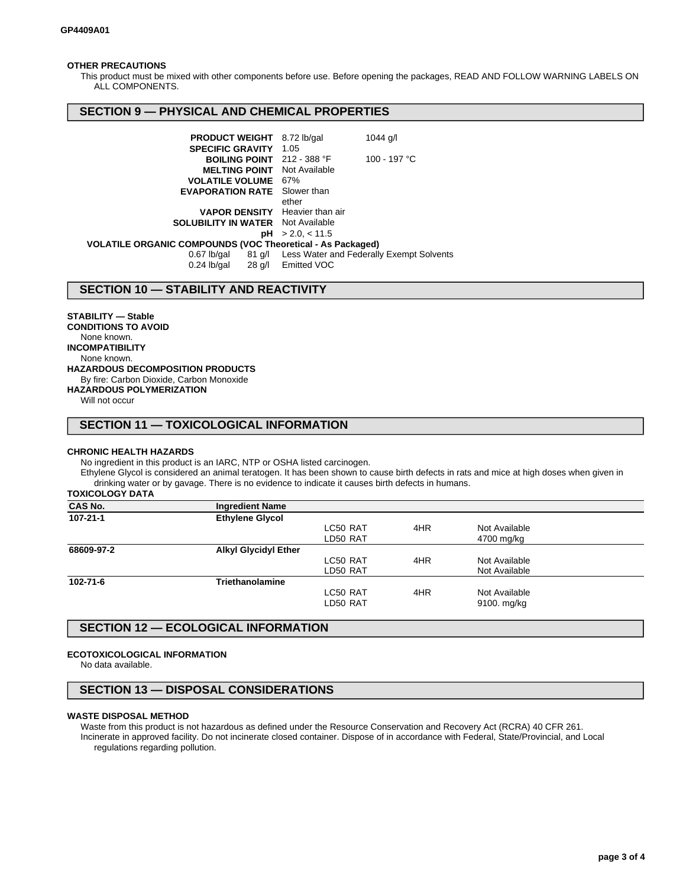**OTHER PRECAUTIONS**

This product must be mixed with other components before use. Before opening the packages, READ AND FOLLOW WARNING LABELS ON ALL COMPONENTS.

## SECTION 9 — PHYSICAL AND CHEMICAL PROPERTIES

| | | |
|---|---|---|
| **PRODUCT WEIGHT** | 8.72 lb/gal | 1044 g/l |
| **SPECIFIC GRAVITY** | 1.05 | |
| **BOILING POINT** | 212 - 388 °F | 100 - 197 °C |
| **MELTING POINT** | Not Available | |
| **VOLATILE VOLUME** | 67% | |
| **EVAPORATION RATE** | Slower than ether | |
| **VAPOR DENSITY** | Heavier than air | |
| **SOLUBILITY IN WATER** | Not Available | |
| **pH** | > 2.0, < 11.5 | |

**VOLATILE ORGANIC COMPOUNDS (VOC Theoretical - As Packaged)**

| | | |
|---|---|---|
| 0.67 lb/gal | 81 g/l | Less Water and Federally Exempt Solvents |
| 0.24 lb/gal | 28 g/l | Emitted VOC |

## SECTION 10 — STABILITY AND REACTIVITY

**STABILITY — Stable**

**CONDITIONS TO AVOID**

None known.

**INCOMPATIBILITY**

None known.

**HAZARDOUS DECOMPOSITION PRODUCTS**

By fire: Carbon Dioxide, Carbon Monoxide

**HAZARDOUS POLYMERIZATION**

Will not occur

## SECTION 11 — TOXICOLOGICAL INFORMATION

**CHRONIC HEALTH HAZARDS**

No ingredient in this product is an IARC, NTP or OSHA listed carcinogen.

Ethylene Glycol is considered an animal teratogen. It has been shown to cause birth defects in rats and mice at high doses when given in drinking water or by gavage. There is no evidence to indicate it causes birth defects in humans.

**TOXICOLOGY DATA**

| CAS No. | Ingredient Name | | | |
|---|---|---|---|---|
| 107-21-1 | Ethylene Glycol | | | |
| | | LC50 RAT | 4HR | Not Available |
| | | LD50 RAT | | 4700 mg/kg |
| 68609-97-2 | Alkyl Glycidyl Ether | | | |
| | | LC50 RAT | 4HR | Not Available |
| | | LD50 RAT | | Not Available |
| 102-71-6 | Triethanolamine | | | |
| | | LC50 RAT | 4HR | Not Available |
| | | LD50 RAT | | 9100. mg/kg |

## SECTION 12 — ECOLOGICAL INFORMATION

**ECOTOXICOLOGICAL INFORMATION**

No data available.

## SECTION 13 — DISPOSAL CONSIDERATIONS

**WASTE DISPOSAL METHOD**

Waste from this product is not hazardous as defined under the Resource Conservation and Recovery Act (RCRA) 40 CFR 261.

Incinerate in approved facility. Do not incinerate closed container. Dispose of in accordance with Federal, State/Provincial, and Local regulations regarding pollution.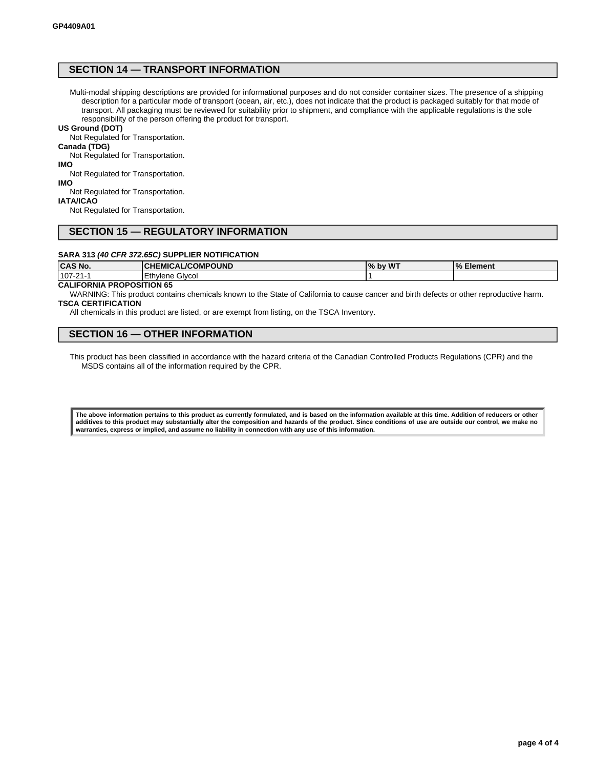## SECTION 14 — TRANSPORT INFORMATION

Multi-modal shipping descriptions are provided for informational purposes and do not consider container sizes. The presence of a shipping description for a particular mode of transport (ocean, air, etc.), does not indicate that the product is packaged suitably for that mode of transport. All packaging must be reviewed for suitability prior to shipment, and compliance with the applicable regulations is the sole responsibility of the person offering the product for transport.

**US Ground (DOT)**

Not Regulated for Transportation.

**Canada (TDG)**

Not Regulated for Transportation.

**IMO**

Not Regulated for Transportation.

**IMO**

Not Regulated for Transportation.

**IATA/ICAO**

Not Regulated for Transportation.

## SECTION 15 — REGULATORY INFORMATION

**SARA 313 *(40 CFR 372.65C)* SUPPLIER NOTIFICATION**

| CAS No. | CHEMICAL/COMPOUND | % by WT | % Element |
|---|---|---|---|
| 107-21-1 | Ethylene Glycol | 1 | |

**CALIFORNIA PROPOSITION 65**

WARNING: This product contains chemicals known to the State of California to cause cancer and birth defects or other reproductive harm.

**TSCA CERTIFICATION**

All chemicals in this product are listed, or are exempt from listing, on the TSCA Inventory.

## SECTION 16 — OTHER INFORMATION

This product has been classified in accordance with the hazard criteria of the Canadian Controlled Products Regulations (CPR) and the MSDS contains all of the information required by the CPR.

**The above information pertains to this product as currently formulated, and is based on the information available at this time. Addition of reducers or other additives to this product may substantially alter the composition and hazards of the product. Since conditions of use are outside our control, we make no warranties, express or implied, and assume no liability in connection with any use of this information.**